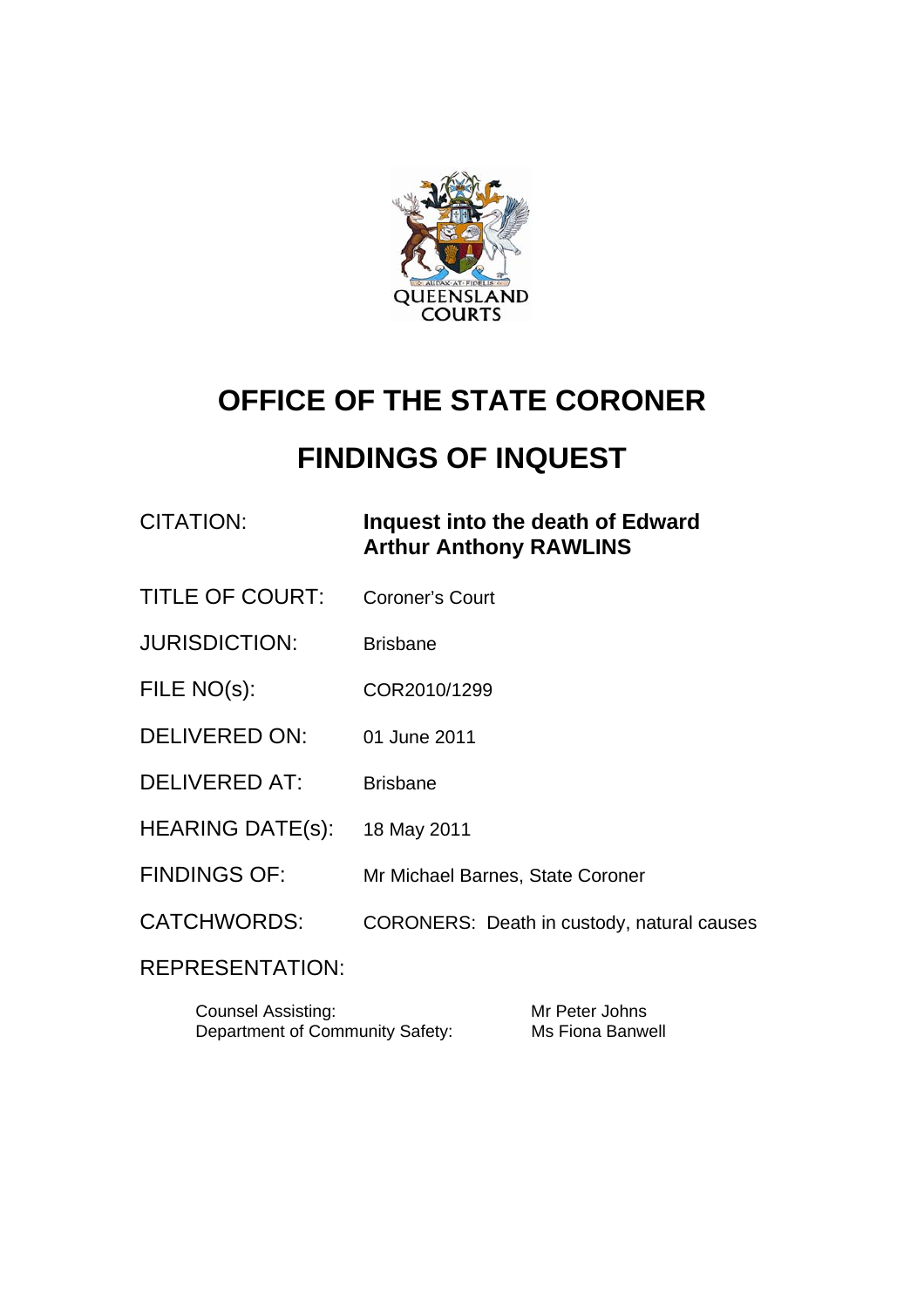# OFFICE OF THE STATE CORONER

# FINDINGS OF INQUEST

| | |
|---|---|
| CITATION: | **Inquest into the death of Edward Arthur Anthony RAWLINS** |
| TITLE OF COURT: | Coroner's Court |
| JURISDICTION: | Brisbane |
| FILE NO(s): | COR2010/1299 |
| DELIVERED ON: | 01 June 2011 |
| DELIVERED AT: | Brisbane |
| HEARING DATE(s): | 18 May 2011 |
| FINDINGS OF: | Mr Michael Barnes, State Coroner |
| CATCHWORDS: | CORONERS: Death in custody, natural causes |

REPRESENTATION:

| | |
|---|---|
| Counsel Assisting: | Mr Peter Johns |
| Department of Community Safety: | Ms Fiona Banwell |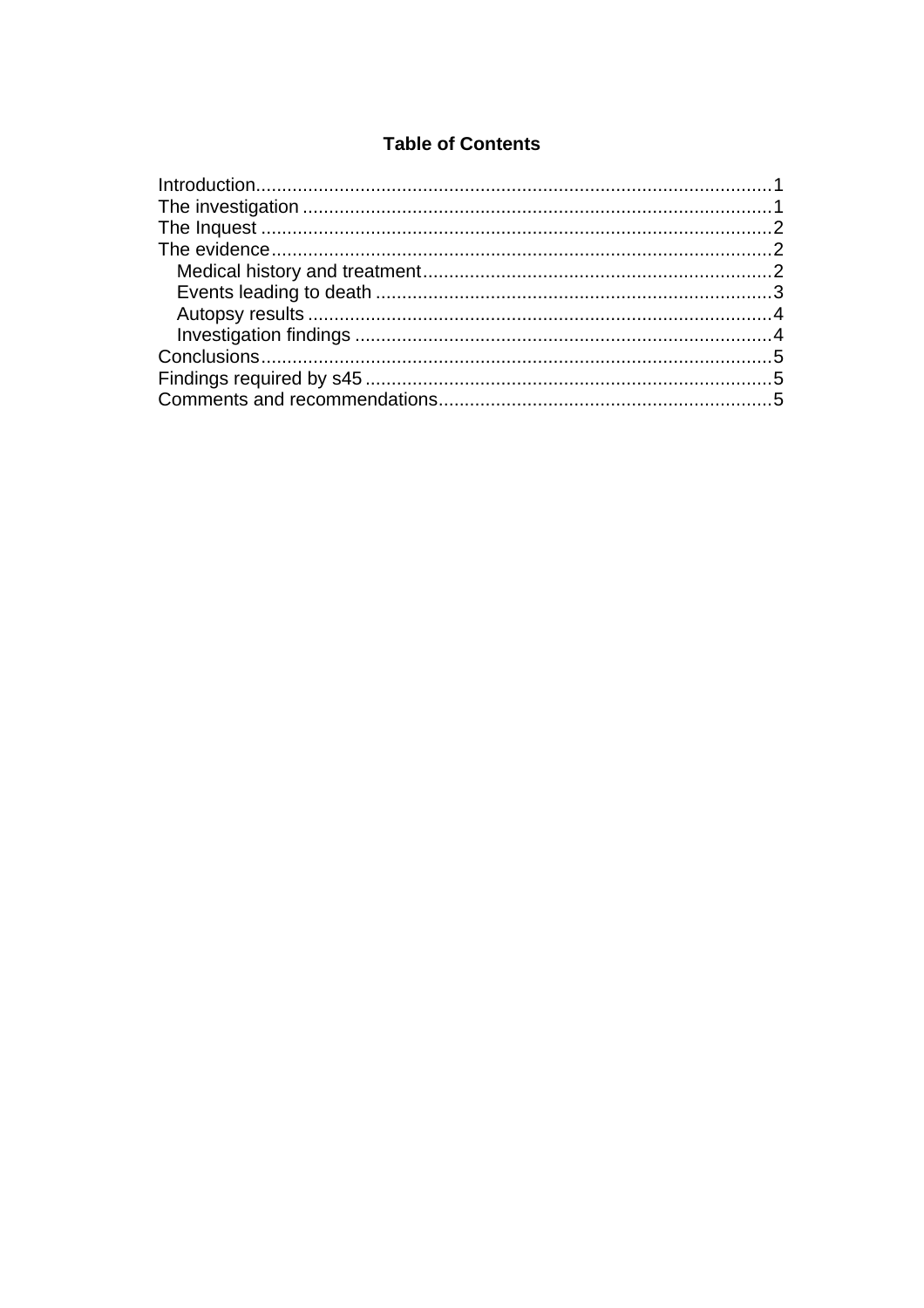# Table of Contents

- Introduction .......... 1
- The investigation .......... 1
- The Inquest .......... 2
- The evidence .......... 2
  - Medical history and treatment .......... 2
  - Events leading to death .......... 3
  - Autopsy results .......... 4
  - Investigation findings .......... 4
- Conclusions .......... 5
- Findings required by s45 .......... 5
- Comments and recommendations .......... 5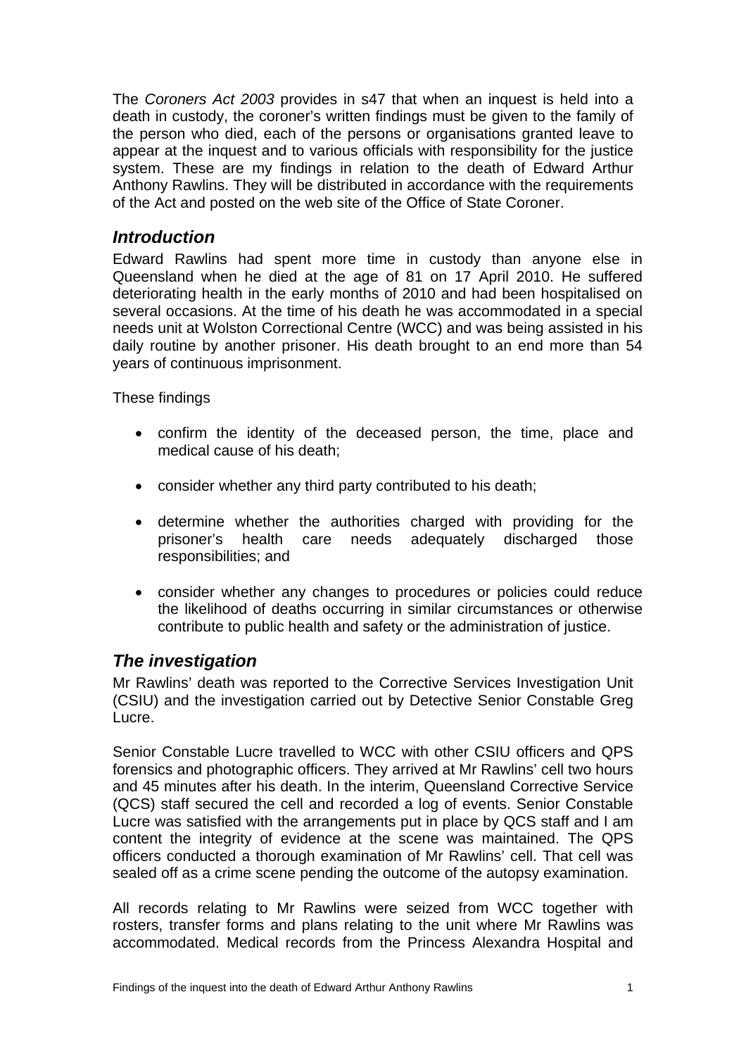The *Coroners Act 2003* provides in s47 that when an inquest is held into a death in custody, the coroner's written findings must be given to the family of the person who died, each of the persons or organisations granted leave to appear at the inquest and to various officials with responsibility for the justice system. These are my findings in relation to the death of Edward Arthur Anthony Rawlins. They will be distributed in accordance with the requirements of the Act and posted on the web site of the Office of State Coroner.

## *Introduction*

Edward Rawlins had spent more time in custody than anyone else in Queensland when he died at the age of 81 on 17 April 2010. He suffered deteriorating health in the early months of 2010 and had been hospitalised on several occasions. At the time of his death he was accommodated in a special needs unit at Wolston Correctional Centre (WCC) and was being assisted in his daily routine by another prisoner. His death brought to an end more than 54 years of continuous imprisonment.

These findings

- confirm the identity of the deceased person, the time, place and medical cause of his death;
- consider whether any third party contributed to his death;
- determine whether the authorities charged with providing for the prisoner's health care needs adequately discharged those responsibilities; and
- consider whether any changes to procedures or policies could reduce the likelihood of deaths occurring in similar circumstances or otherwise contribute to public health and safety or the administration of justice.

## *The investigation*

Mr Rawlins' death was reported to the Corrective Services Investigation Unit (CSIU) and the investigation carried out by Detective Senior Constable Greg Lucre.

Senior Constable Lucre travelled to WCC with other CSIU officers and QPS forensics and photographic officers. They arrived at Mr Rawlins' cell two hours and 45 minutes after his death. In the interim, Queensland Corrective Service (QCS) staff secured the cell and recorded a log of events. Senior Constable Lucre was satisfied with the arrangements put in place by QCS staff and I am content the integrity of evidence at the scene was maintained. The QPS officers conducted a thorough examination of Mr Rawlins' cell. That cell was sealed off as a crime scene pending the outcome of the autopsy examination.

All records relating to Mr Rawlins were seized from WCC together with rosters, transfer forms and plans relating to the unit where Mr Rawlins was accommodated. Medical records from the Princess Alexandra Hospital and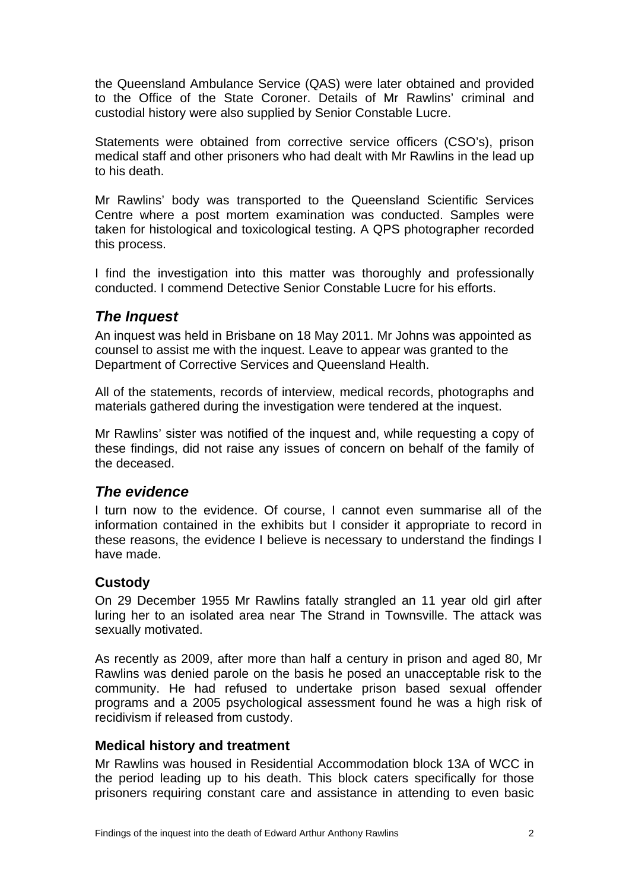the Queensland Ambulance Service (QAS) were later obtained and provided to the Office of the State Coroner. Details of Mr Rawlins' criminal and custodial history were also supplied by Senior Constable Lucre.

Statements were obtained from corrective service officers (CSO's), prison medical staff and other prisoners who had dealt with Mr Rawlins in the lead up to his death.

Mr Rawlins' body was transported to the Queensland Scientific Services Centre where a post mortem examination was conducted. Samples were taken for histological and toxicological testing. A QPS photographer recorded this process.

I find the investigation into this matter was thoroughly and professionally conducted. I commend Detective Senior Constable Lucre for his efforts.

## *The Inquest*

An inquest was held in Brisbane on 18 May 2011. Mr Johns was appointed as counsel to assist me with the inquest. Leave to appear was granted to the Department of Corrective Services and Queensland Health.

All of the statements, records of interview, medical records, photographs and materials gathered during the investigation were tendered at the inquest.

Mr Rawlins' sister was notified of the inquest and, while requesting a copy of these findings, did not raise any issues of concern on behalf of the family of the deceased.

## *The evidence*

I turn now to the evidence. Of course, I cannot even summarise all of the information contained in the exhibits but I consider it appropriate to record in these reasons, the evidence I believe is necessary to understand the findings I have made.

### Custody

On 29 December 1955 Mr Rawlins fatally strangled an 11 year old girl after luring her to an isolated area near The Strand in Townsville. The attack was sexually motivated.

As recently as 2009, after more than half a century in prison and aged 80, Mr Rawlins was denied parole on the basis he posed an unacceptable risk to the community. He had refused to undertake prison based sexual offender programs and a 2005 psychological assessment found he was a high risk of recidivism if released from custody.

### Medical history and treatment

Mr Rawlins was housed in Residential Accommodation block 13A of WCC in the period leading up to his death. This block caters specifically for those prisoners requiring constant care and assistance in attending to even basic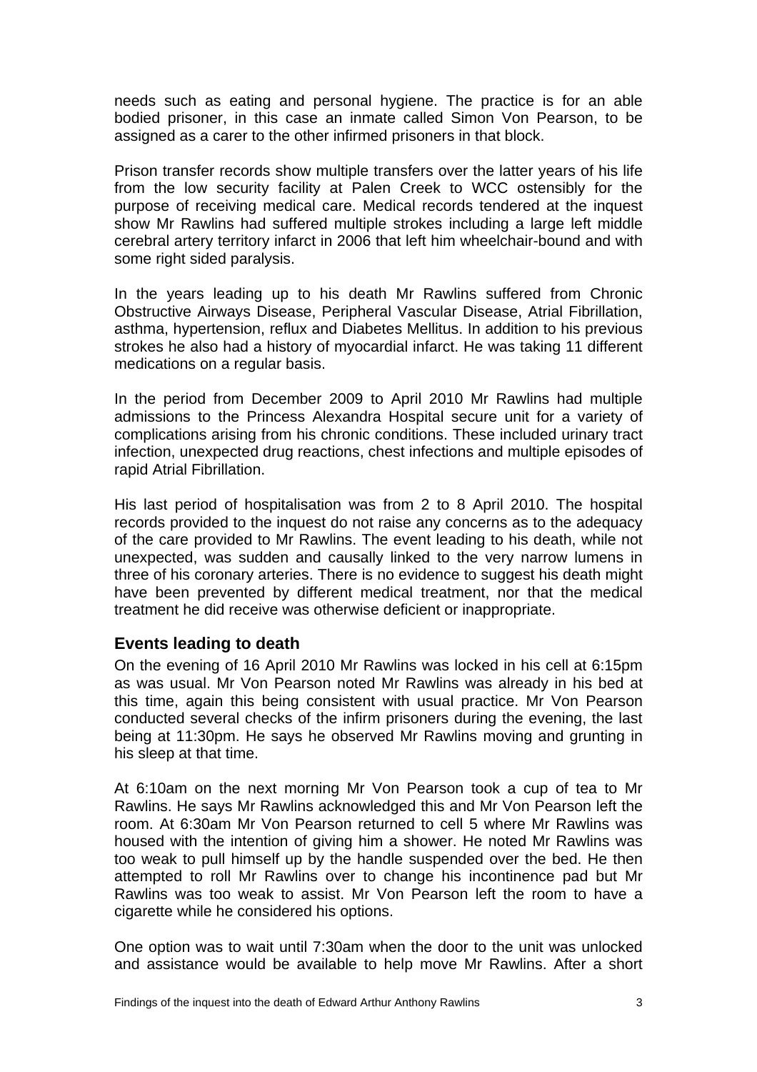needs such as eating and personal hygiene. The practice is for an able bodied prisoner, in this case an inmate called Simon Von Pearson, to be assigned as a carer to the other infirmed prisoners in that block.

Prison transfer records show multiple transfers over the latter years of his life from the low security facility at Palen Creek to WCC ostensibly for the purpose of receiving medical care. Medical records tendered at the inquest show Mr Rawlins had suffered multiple strokes including a large left middle cerebral artery territory infarct in 2006 that left him wheelchair-bound and with some right sided paralysis.

In the years leading up to his death Mr Rawlins suffered from Chronic Obstructive Airways Disease, Peripheral Vascular Disease, Atrial Fibrillation, asthma, hypertension, reflux and Diabetes Mellitus. In addition to his previous strokes he also had a history of myocardial infarct. He was taking 11 different medications on a regular basis.

In the period from December 2009 to April 2010 Mr Rawlins had multiple admissions to the Princess Alexandra Hospital secure unit for a variety of complications arising from his chronic conditions. These included urinary tract infection, unexpected drug reactions, chest infections and multiple episodes of rapid Atrial Fibrillation.

His last period of hospitalisation was from 2 to 8 April 2010. The hospital records provided to the inquest do not raise any concerns as to the adequacy of the care provided to Mr Rawlins. The event leading to his death, while not unexpected, was sudden and causally linked to the very narrow lumens in three of his coronary arteries. There is no evidence to suggest his death might have been prevented by different medical treatment, nor that the medical treatment he did receive was otherwise deficient or inappropriate.

## Events leading to death

On the evening of 16 April 2010 Mr Rawlins was locked in his cell at 6:15pm as was usual. Mr Von Pearson noted Mr Rawlins was already in his bed at this time, again this being consistent with usual practice. Mr Von Pearson conducted several checks of the infirm prisoners during the evening, the last being at 11:30pm. He says he observed Mr Rawlins moving and grunting in his sleep at that time.

At 6:10am on the next morning Mr Von Pearson took a cup of tea to Mr Rawlins. He says Mr Rawlins acknowledged this and Mr Von Pearson left the room. At 6:30am Mr Von Pearson returned to cell 5 where Mr Rawlins was housed with the intention of giving him a shower. He noted Mr Rawlins was too weak to pull himself up by the handle suspended over the bed. He then attempted to roll Mr Rawlins over to change his incontinence pad but Mr Rawlins was too weak to assist. Mr Von Pearson left the room to have a cigarette while he considered his options.

One option was to wait until 7:30am when the door to the unit was unlocked and assistance would be available to help move Mr Rawlins. After a short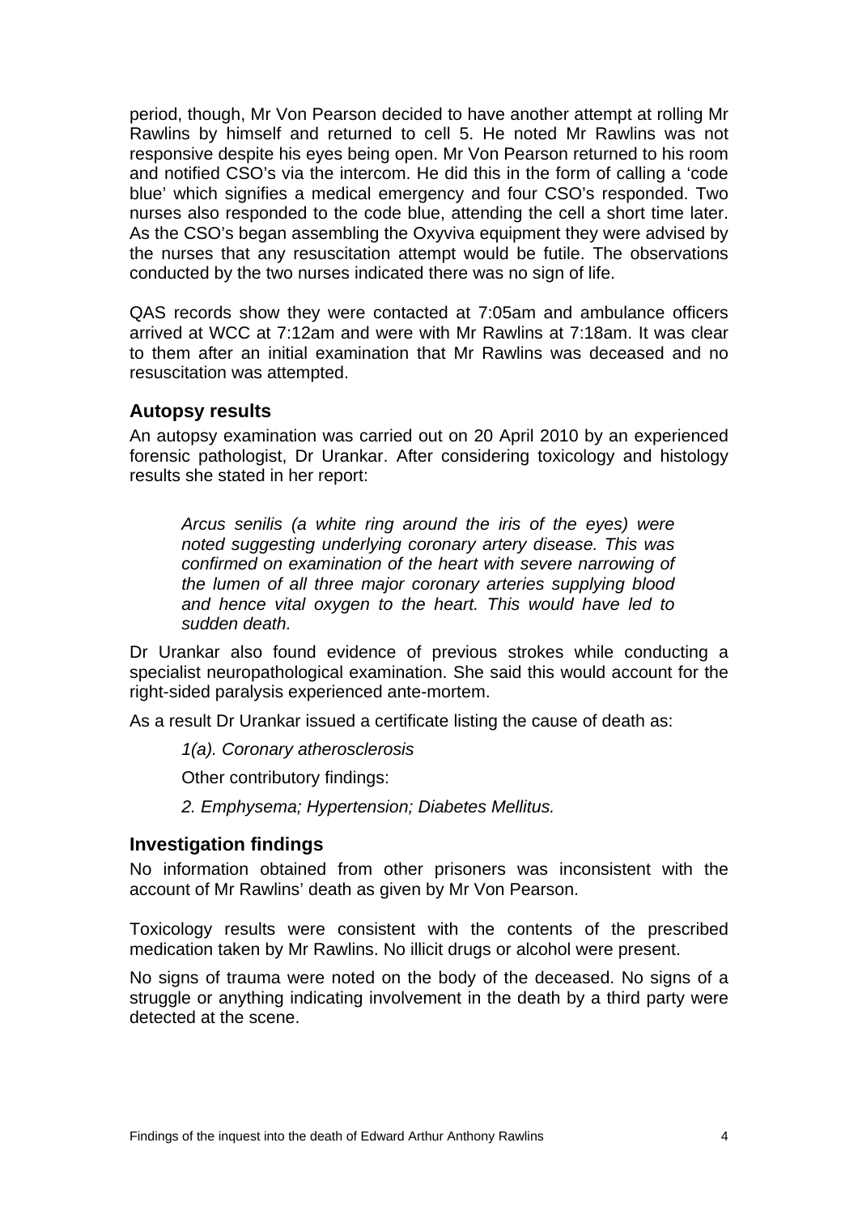period, though, Mr Von Pearson decided to have another attempt at rolling Mr Rawlins by himself and returned to cell 5. He noted Mr Rawlins was not responsive despite his eyes being open. Mr Von Pearson returned to his room and notified CSO's via the intercom. He did this in the form of calling a 'code blue' which signifies a medical emergency and four CSO's responded. Two nurses also responded to the code blue, attending the cell a short time later. As the CSO's began assembling the Oxyviva equipment they were advised by the nurses that any resuscitation attempt would be futile. The observations conducted by the two nurses indicated there was no sign of life.

QAS records show they were contacted at 7:05am and ambulance officers arrived at WCC at 7:12am and were with Mr Rawlins at 7:18am. It was clear to them after an initial examination that Mr Rawlins was deceased and no resuscitation was attempted.

## Autopsy results

An autopsy examination was carried out on 20 April 2010 by an experienced forensic pathologist, Dr Urankar. After considering toxicology and histology results she stated in her report:

> *Arcus senilis (a white ring around the iris of the eyes) were noted suggesting underlying coronary artery disease. This was confirmed on examination of the heart with severe narrowing of the lumen of all three major coronary arteries supplying blood and hence vital oxygen to the heart. This would have led to sudden death.*

Dr Urankar also found evidence of previous strokes while conducting a specialist neuropathological examination. She said this would account for the right-sided paralysis experienced ante-mortem.

As a result Dr Urankar issued a certificate listing the cause of death as:

> *1(a). Coronary atherosclerosis*
>
> Other contributory findings:
>
> *2. Emphysema; Hypertension; Diabetes Mellitus.*

## Investigation findings

No information obtained from other prisoners was inconsistent with the account of Mr Rawlins' death as given by Mr Von Pearson.

Toxicology results were consistent with the contents of the prescribed medication taken by Mr Rawlins. No illicit drugs or alcohol were present.

No signs of trauma were noted on the body of the deceased. No signs of a struggle or anything indicating involvement in the death by a third party were detected at the scene.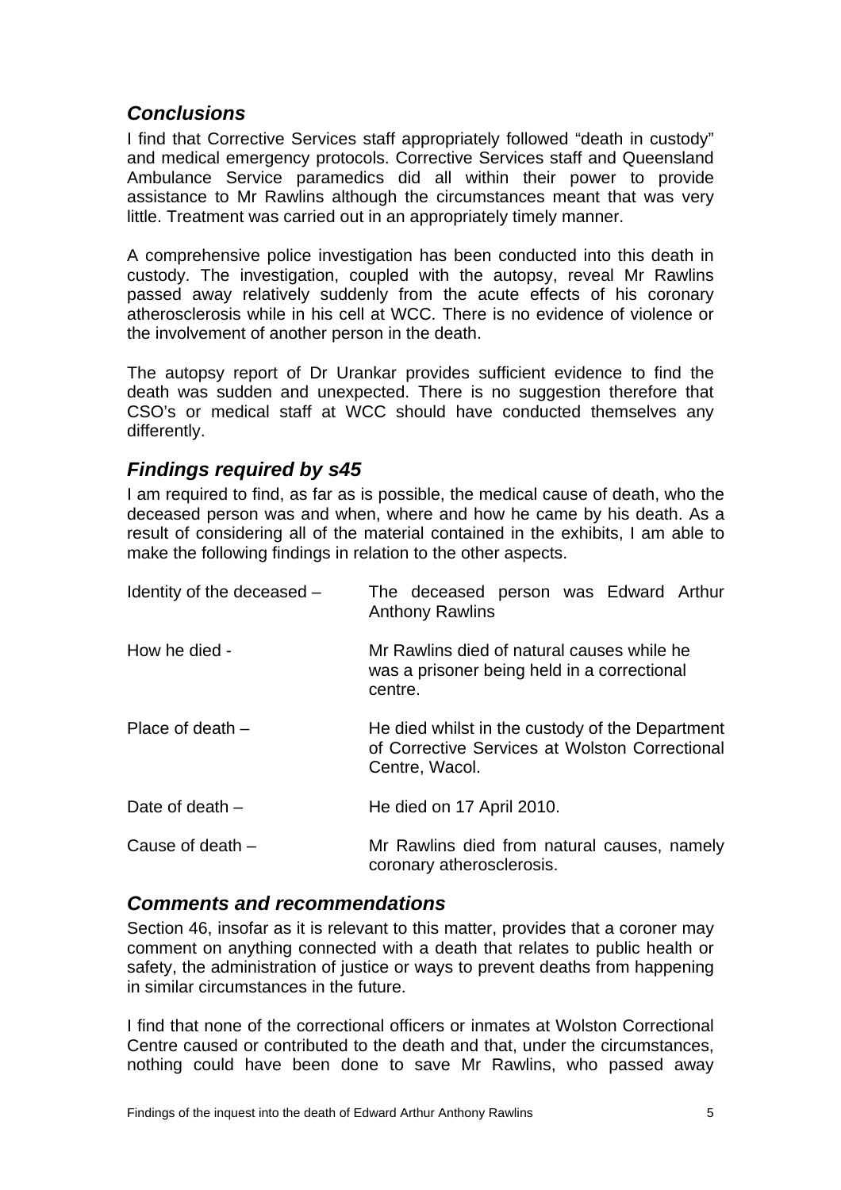## *Conclusions*

I find that Corrective Services staff appropriately followed "death in custody" and medical emergency protocols. Corrective Services staff and Queensland Ambulance Service paramedics did all within their power to provide assistance to Mr Rawlins although the circumstances meant that was very little. Treatment was carried out in an appropriately timely manner.

A comprehensive police investigation has been conducted into this death in custody. The investigation, coupled with the autopsy, reveal Mr Rawlins passed away relatively suddenly from the acute effects of his coronary atherosclerosis while in his cell at WCC. There is no evidence of violence or the involvement of another person in the death.

The autopsy report of Dr Urankar provides sufficient evidence to find the death was sudden and unexpected. There is no suggestion therefore that CSO's or medical staff at WCC should have conducted themselves any differently.

## *Findings required by s45*

I am required to find, as far as is possible, the medical cause of death, who the deceased person was and when, where and how he came by his death. As a result of considering all of the material contained in the exhibits, I am able to make the following findings in relation to the other aspects.

| | |
|---|---|
| Identity of the deceased – | The deceased person was Edward Arthur Anthony Rawlins |
| How he died - | Mr Rawlins died of natural causes while he was a prisoner being held in a correctional centre. |
| Place of death – | He died whilst in the custody of the Department of Corrective Services at Wolston Correctional Centre, Wacol. |
| Date of death – | He died on 17 April 2010. |
| Cause of death – | Mr Rawlins died from natural causes, namely coronary atherosclerosis. |

## *Comments and recommendations*

Section 46, insofar as it is relevant to this matter, provides that a coroner may comment on anything connected with a death that relates to public health or safety, the administration of justice or ways to prevent deaths from happening in similar circumstances in the future.

I find that none of the correctional officers or inmates at Wolston Correctional Centre caused or contributed to the death and that, under the circumstances, nothing could have been done to save Mr Rawlins, who passed away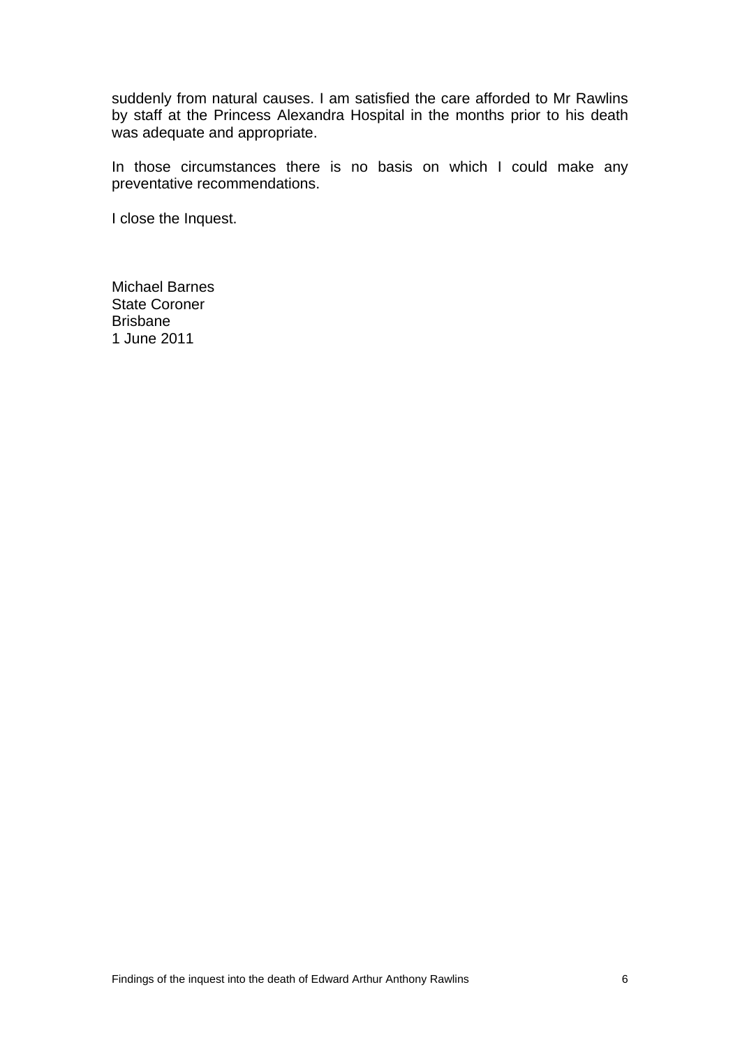suddenly from natural causes. I am satisfied the care afforded to Mr Rawlins by staff at the Princess Alexandra Hospital in the months prior to his death was adequate and appropriate.

In those circumstances there is no basis on which I could make any preventative recommendations.

I close the Inquest.

Michael Barnes
State Coroner
Brisbane
1 June 2011